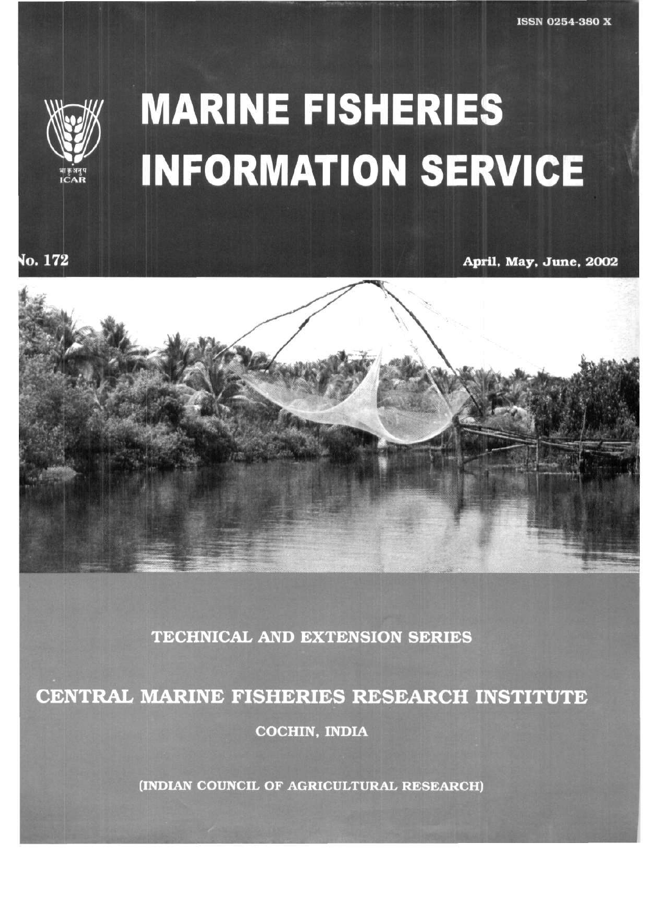ISSN 0254-380 X

भा कृ अनु प
ICAR

# MARINE FISHERIES INFORMATION SERVICE

No. 172

April, May, June, 2002

TECHNICAL AND EXTENSION SERIES

## CENTRAL MARINE FISHERIES RESEARCH INSTITUTE

COCHIN, INDIA

(INDIAN COUNCIL OF AGRICULTURAL RESEARCH)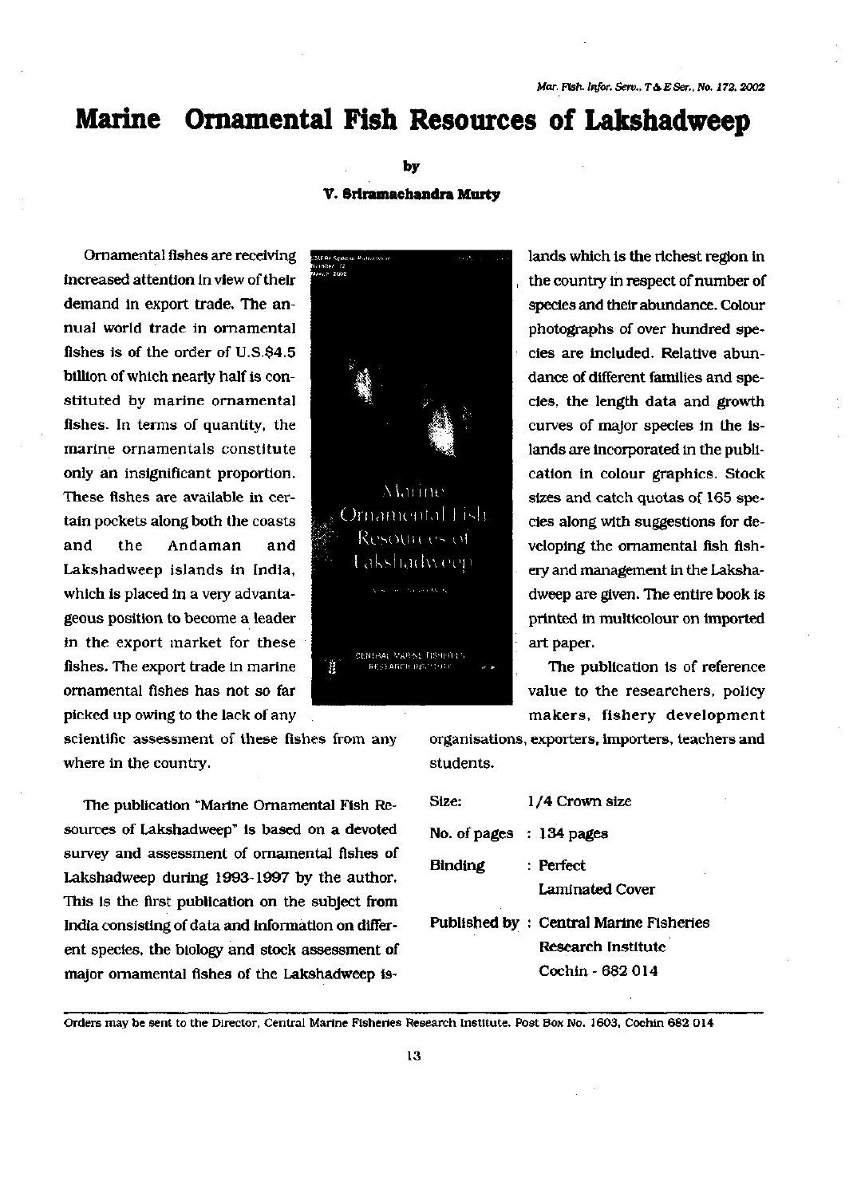# Marine Ornamental Fish Resources of Lakshadweep

by

**V. Sriramachandra Murty**

Ornamental fishes are receiving increased attention in view of their demand in export trade. The annual world trade in ornamental fishes is of the order of U.S.$4.5 billion of which nearly half is constituted by marine ornamental fishes. In terms of quantity, the marine ornamentals constitute only an insignificant proportion. These fishes are available in certain pockets along both the coasts and the Andaman and Lakshadweep islands in India, which is placed in a very advantageous position to become a leader in the export market for these fishes. The export trade in marine ornamental fishes has not so far picked up owing to the lack of any scientific assessment of these fishes from any where in the country.

The publication "Marine Ornamental Fish Resources of Lakshadweep" is based on a devoted survey and assessment of ornamental fishes of Lakshadweep during 1993-1997 by the author. This is the first publication on the subject from India consisting of data and information on different species, the biology and stock assessment of major ornamental fishes of the Lakshadweep islands which is the richest region in the country in respect of number of species and their abundance. Colour photographs of over hundred species are included. Relative abundance of different families and species, the length data and growth curves of major species in the islands are incorporated in the publication in colour graphics. Stock sizes and catch quotas of 165 species along with suggestions for developing the ornamental fish fishery and management in the Lakshadweep are given. The entire book is printed in multicolour on imported art paper.

The publication is of reference value to the researchers, policy makers, fishery development organisations, exporters, importers, teachers and students.

| | |
|---|---|
| Size: | 1/4 Crown size |
| No. of pages | : 134 pages |
| Binding | : Perfect Laminated Cover |
| Published by | : Central Marine Fisheries Research Institute Cochin - 682 014 |

Orders may be sent to the Director, Central Marine Fisheries Research Institute, Post Box No. 1603, Cochin 682 014